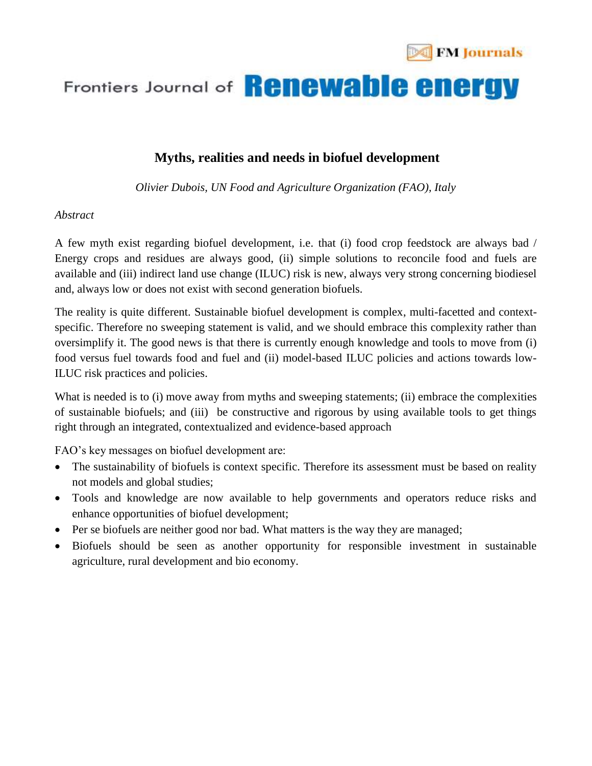# Myths, realities and needs in biofuel development

*Olivier Dubois, UN Food and Agriculture Organization (FAO), Italy*

*Abstract*

A few myth exist regarding biofuel development, i.e. that (i) food crop feedstock are always bad / Energy crops and residues are always good, (ii) simple solutions to reconcile food and fuels are available and (iii) indirect land use change (ILUC) risk is new, always very strong concerning biodiesel and, always low or does not exist with second generation biofuels.

The reality is quite different. Sustainable biofuel development is complex, multi-facetted and context-specific. Therefore no sweeping statement is valid, and we should embrace this complexity rather than oversimplify it. The good news is that there is currently enough knowledge and tools to move from (i) food versus fuel towards food and fuel and (ii) model-based ILUC policies and actions towards low-ILUC risk practices and policies.

What is needed is to (i) move away from myths and sweeping statements; (ii) embrace the complexities of sustainable biofuels; and (iii) be constructive and rigorous by using available tools to get things right through an integrated, contextualized and evidence-based approach

FAO's key messages on biofuel development are:

- The sustainability of biofuels is context specific. Therefore its assessment must be based on reality not models and global studies;
- Tools and knowledge are now available to help governments and operators reduce risks and enhance opportunities of biofuel development;
- Per se biofuels are neither good nor bad. What matters is the way they are managed;
- Biofuels should be seen as another opportunity for responsible investment in sustainable agriculture, rural development and bio economy.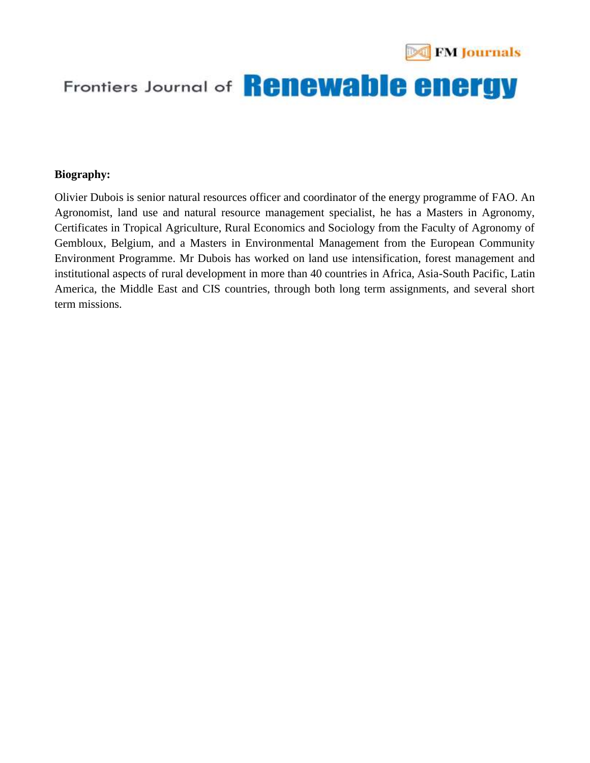**Biography:**

Olivier Dubois is senior natural resources officer and coordinator of the energy programme of FAO. An Agronomist, land use and natural resource management specialist, he has a Masters in Agronomy, Certificates in Tropical Agriculture, Rural Economics and Sociology from the Faculty of Agronomy of Gembloux, Belgium, and a Masters in Environmental Management from the European Community Environment Programme. Mr Dubois has worked on land use intensification, forest management and institutional aspects of rural development in more than 40 countries in Africa, Asia-South Pacific, Latin America, the Middle East and CIS countries, through both long term assignments, and several short term missions.